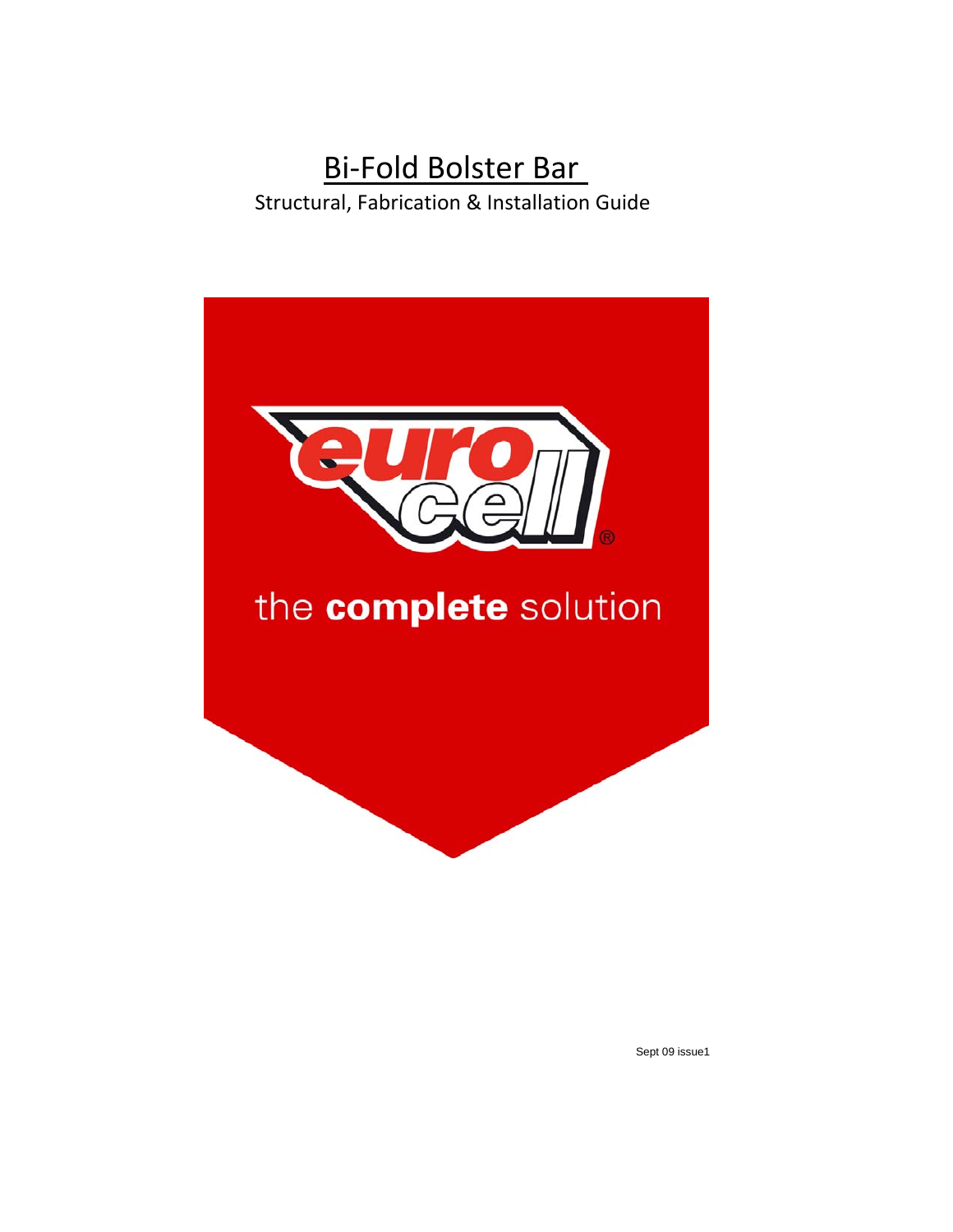# Bi-Fold Bolster Bar

Structural, Fabrication & Installation Guide

euro cell®

the **complete** solution

Sept 09 issue1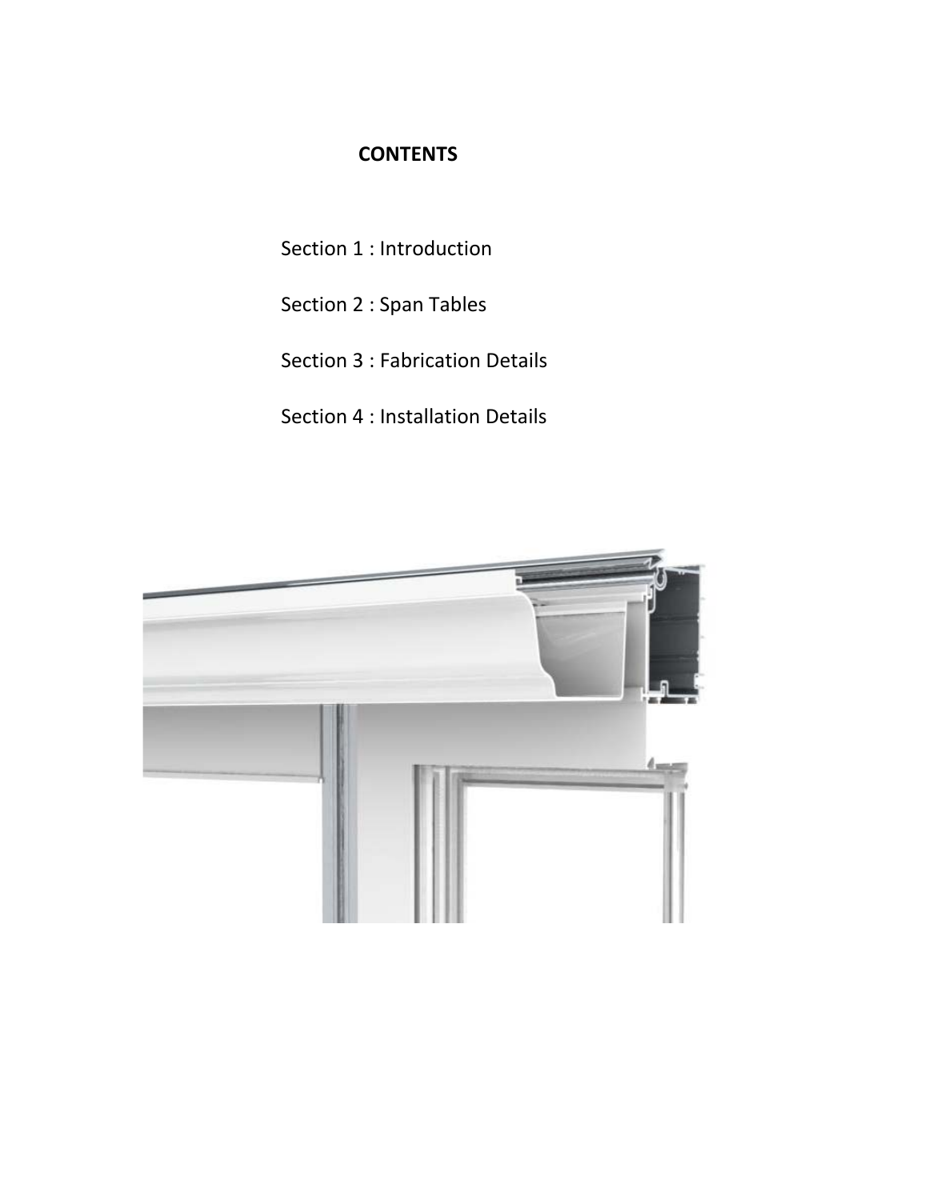## CONTENTS

Section 1 : Introduction

Section 2 : Span Tables

Section 3 : Fabrication Details

Section 4 : Installation Details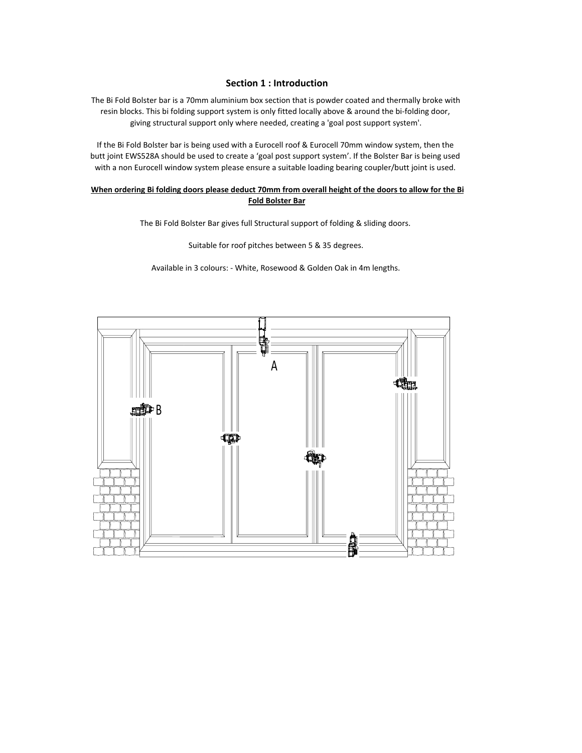## Section 1 : Introduction

The Bi Fold Bolster bar is a 70mm aluminium box section that is powder coated and thermally broke with resin blocks. This bi folding support system is only fitted locally above & around the bi-folding door, giving structural support only where needed, creating a 'goal post support system'.

If the Bi Fold Bolster bar is being used with a Eurocell roof & Eurocell 70mm window system, then the butt joint EWS528A should be used to create a 'goal post support system'. If the Bolster Bar is being used with a non Eurocell window system please ensure a suitable loading bearing coupler/butt joint is used.

**When ordering Bi folding doors please deduct 70mm from overall height of the doors to allow for the Bi Fold Bolster Bar**

The Bi Fold Bolster Bar gives full Structural support of folding & sliding doors.

Suitable for roof pitches between 5 & 35 degrees.

Available in 3 colours: - White, Rosewood & Golden Oak in 4m lengths.

A

B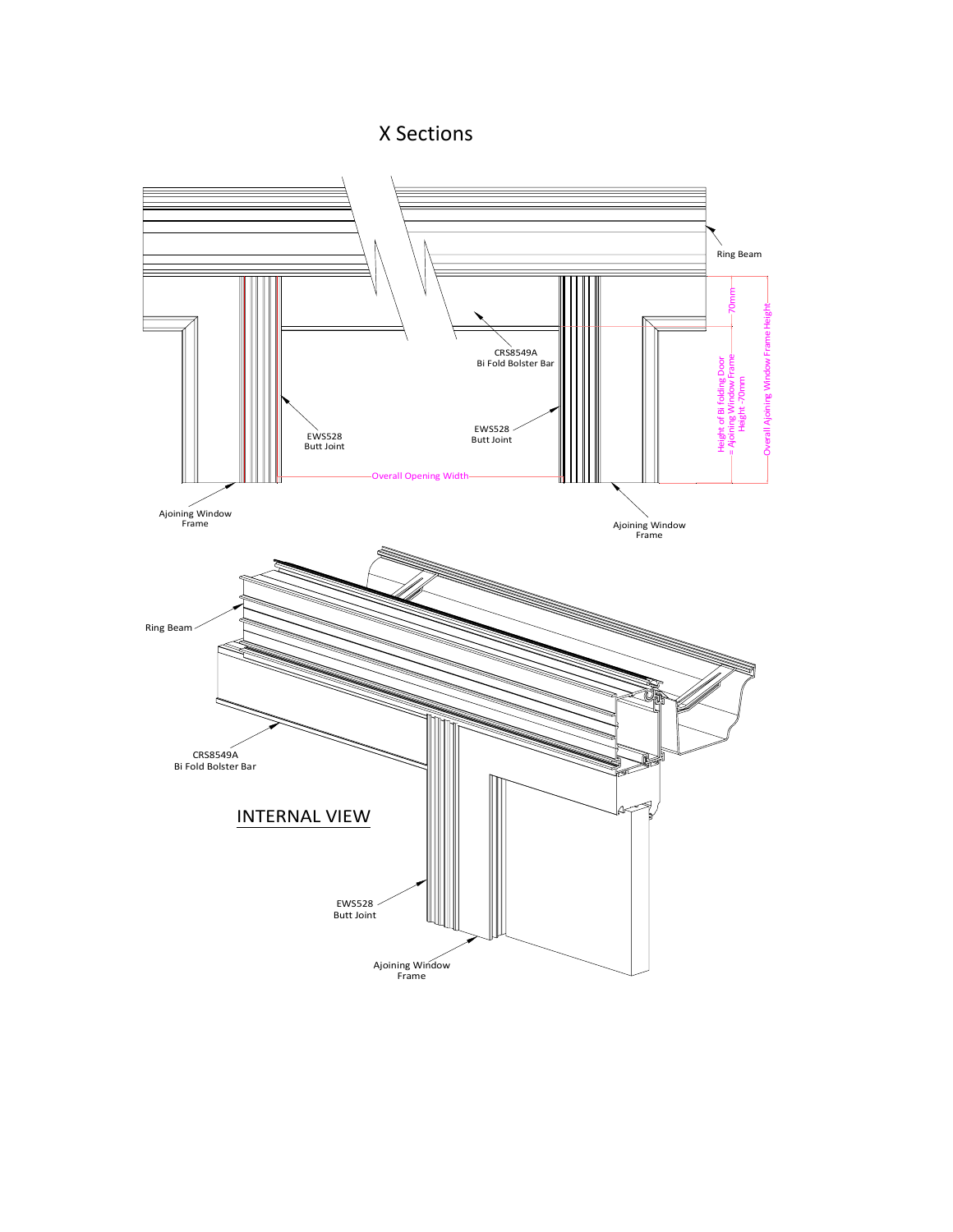# X Sections

Ring Beam

70mm

CRS8549A
Bi Fold Bolster Bar

EWS528
Butt Joint

EWS528
Butt Joint

Height of Bi folding Door = Ajoining Window Frame Height -70mm

Overall Ajoining Window Frame Height

Overall Opening Width

Ajoining Window Frame

Ajoining Window Frame

Ring Beam

CRS8549A
Bi Fold Bolster Bar

INTERNAL VIEW

EWS528
Butt Joint

Ajoining Window Frame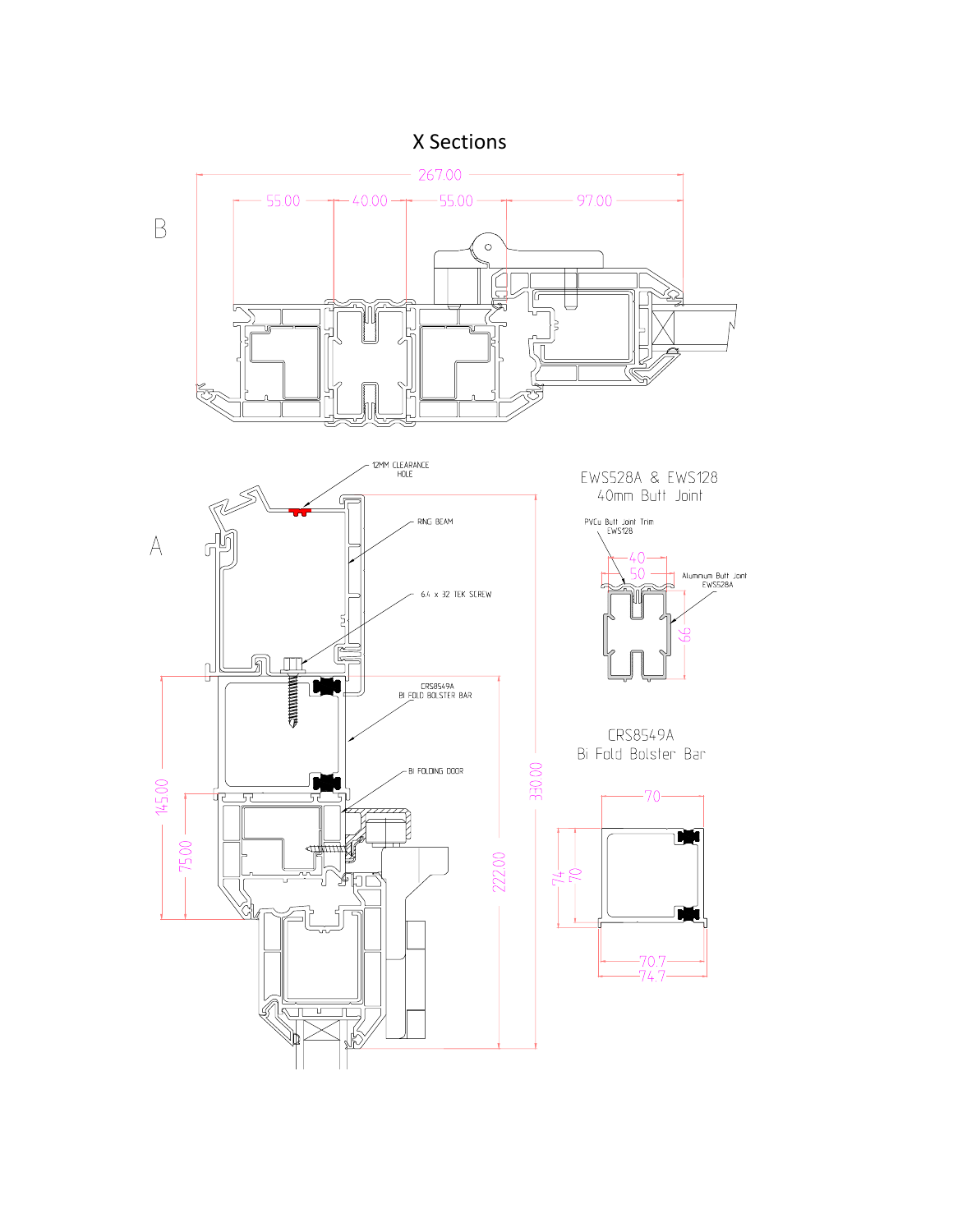# X Sections

B

267.00

55.00 40.00 55.00 97.00

A

12MM CLEARANCE HOLE

RING BEAM

6.4 x 32 TEK SCREW

CRS8549A BI FOLD BOLSTER BAR

BI FOLDING DOOR

145.00

75.00

222.00

330.00

EWS528A & EWS128
40mm Butt Joint

PVCu Butt Joint Trim EWS128

Aluminium Butt Joint EWS528A

40

50

66

CRS8549A
Bi Fold Bolster Bar

70

74

70

70.7

74.7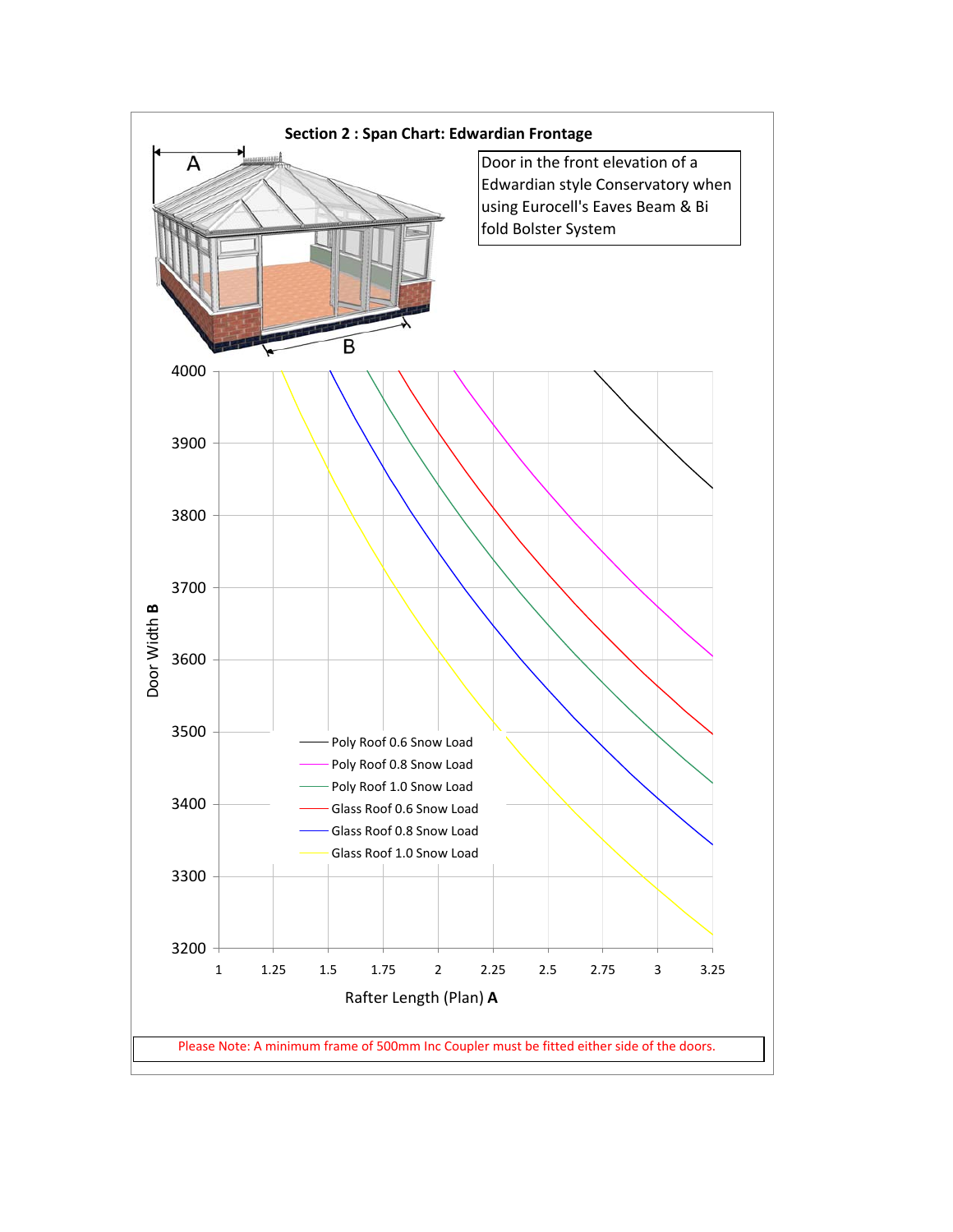## Section 2 : Span Chart: Edwardian Frontage

Door in the front elevation of a Edwardian style Conservatory when using Eurocell's Eaves Beam & Bi fold Bolster System

A

B

Door Width **B**

4000
3900
3800
3700
3600
3500
3400
3300
3200

1 1.25 1.5 1.75 2 2.25 2.5 2.75 3 3.25

Rafter Length (Plan) **A**

- Poly Roof 0.6 Snow Load
- Poly Roof 0.8 Snow Load
- Poly Roof 1.0 Snow Load
- Glass Roof 0.6 Snow Load
- Glass Roof 0.8 Snow Load
- Glass Roof 1.0 Snow Load

Please Note: A minimum frame of 500mm Inc Coupler must be fitted either side of the doors.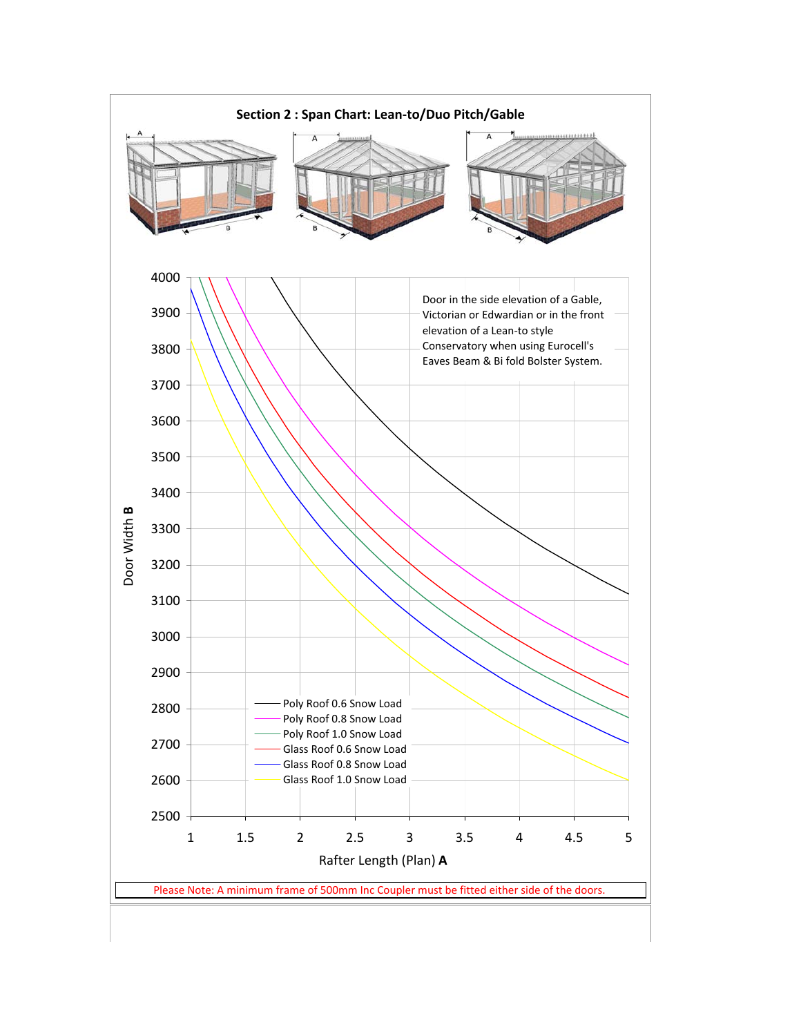## Section 2 : Span Chart: Lean-to/Duo Pitch/Gable

Door in the side elevation of a Gable, Victorian or Edwardian or in the front elevation of a Lean-to style Conservatory when using Eurocell's Eaves Beam & Bi fold Bolster System.

Door Width **B**

Rafter Length (Plan) **A**

- Poly Roof 0.6 Snow Load
- Poly Roof 0.8 Snow Load
- Poly Roof 1.0 Snow Load
- Glass Roof 0.6 Snow Load
- Glass Roof 0.8 Snow Load
- Glass Roof 1.0 Snow Load

Please Note: A minimum frame of 500mm Inc Coupler must be fitted either side of the doors.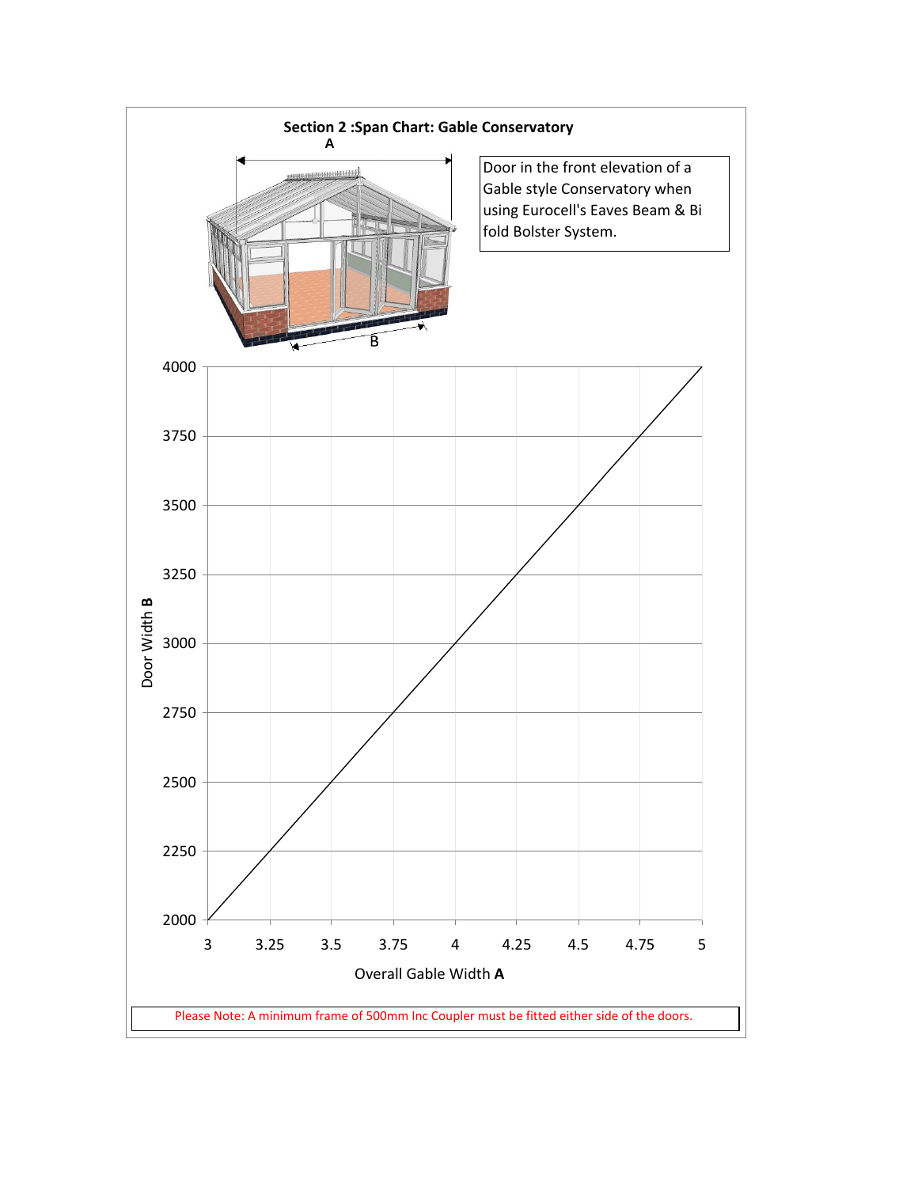## Section 2 :Span Chart: Gable Conservatory

Door in the front elevation of a Gable style Conservatory when using Eurocell's Eaves Beam & Bi fold Bolster System.

| Overall Gable Width **A** | Door Width **B** |
| --- | --- |
| 3 | 2000 |
| 3.25 | 2250 |
| 3.5 | 2500 |
| 3.75 | 2750 |
| 4 | 3000 |
| 4.25 | 3250 |
| 4.5 | 3500 |
| 4.75 | 3750 |
| 5 | 4000 |

Please Note: A minimum frame of 500mm Inc Coupler must be fitted either side of the doors.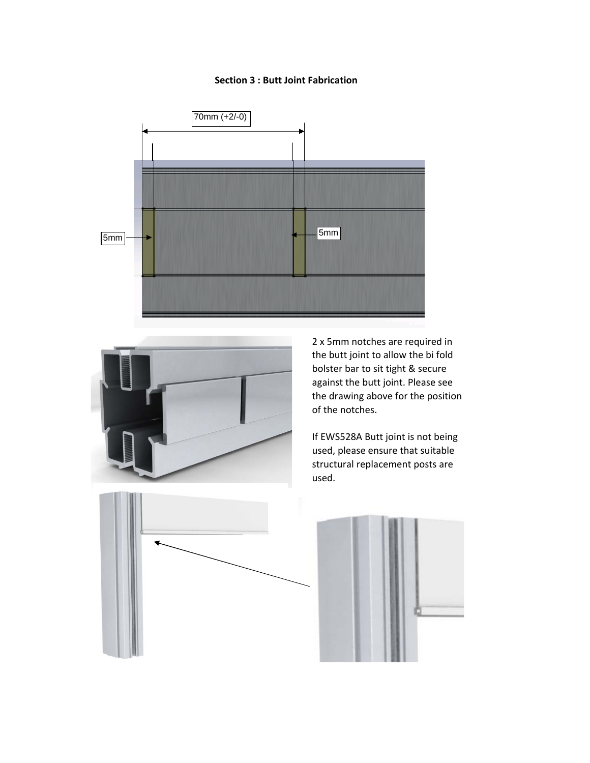**Section 3 : Butt Joint Fabrication**

70mm (+2/-0)

5mm

5mm

2 x 5mm notches are required in the butt joint to allow the bi fold bolster bar to sit tight & secure against the butt joint. Please see the drawing above for the position of the notches.

If EWS528A Butt joint is not being used, please ensure that suitable structural replacement posts are used.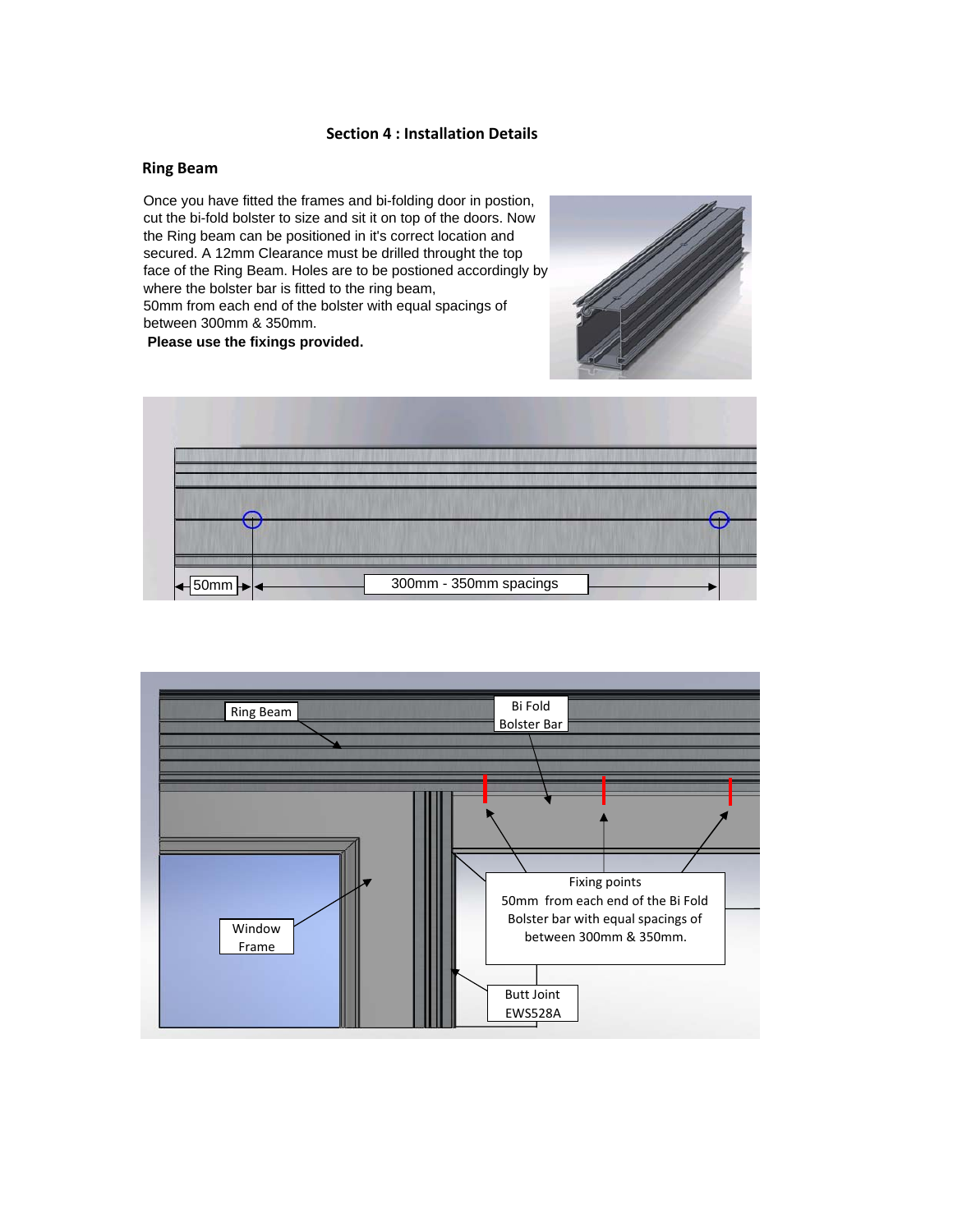## Section 4 : Installation Details

### Ring Beam

Once you have fitted the frames and bi-folding door in postion, cut the bi-fold bolster to size and sit it on top of the doors. Now the Ring beam can be positioned in it's correct location and secured. A 12mm Clearance must be drilled throught the top face of the Ring Beam. Holes are to be postioned accordingly by where the bolster bar is fitted to the ring beam,
50mm from each end of the bolster with equal spacings of between 300mm & 350mm.

**Please use the fixings provided.**

50mm

300mm - 350mm spacings

Ring Beam

Bi Fold Bolster Bar

Window Frame

Fixing points 50mm from each end of the Bi Fold Bolster bar with equal spacings of between 300mm & 350mm.

Butt Joint EWS528A